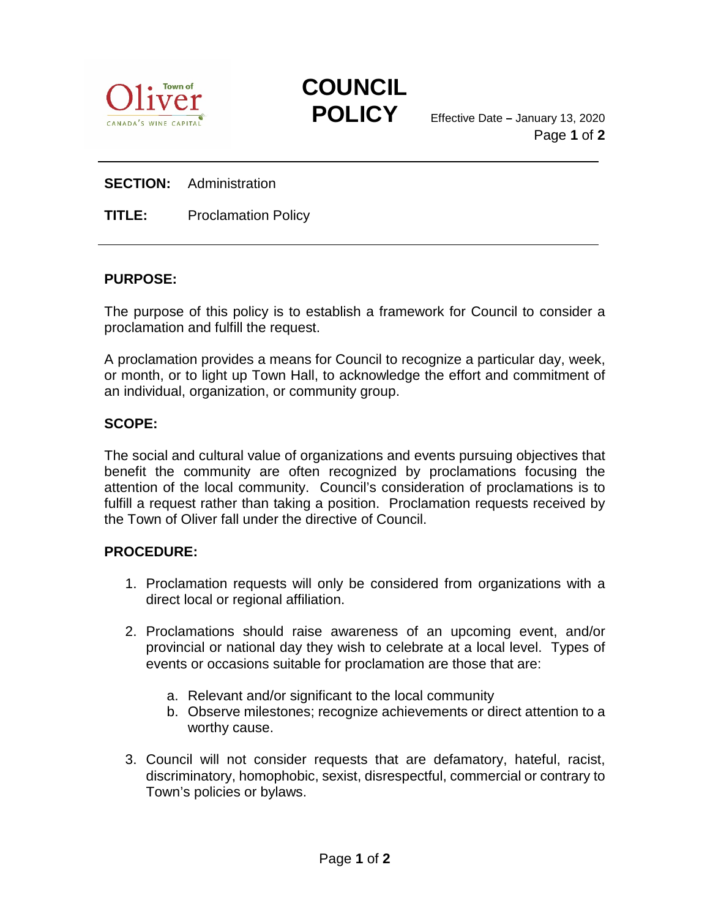Town of Oliver — CANADA'S WINE CAPITAL

# COUNCIL POLICY

Effective Date – January 13, 2020

**SECTION:** Administration

**TITLE:** Proclamation Policy

## PURPOSE:

The purpose of this policy is to establish a framework for Council to consider a proclamation and fulfill the request.

A proclamation provides a means for Council to recognize a particular day, week, or month, or to light up Town Hall, to acknowledge the effort and commitment of an individual, organization, or community group.

## SCOPE:

The social and cultural value of organizations and events pursuing objectives that benefit the community are often recognized by proclamations focusing the attention of the local community. Council's consideration of proclamations is to fulfill a request rather than taking a position. Proclamation requests received by the Town of Oliver fall under the directive of Council.

## PROCEDURE:

1. Proclamation requests will only be considered from organizations with a direct local or regional affiliation.

2. Proclamations should raise awareness of an upcoming event, and/or provincial or national day they wish to celebrate at a local level. Types of events or occasions suitable for proclamation are those that are:

    a. Relevant and/or significant to the local community
    b. Observe milestones; recognize achievements or direct attention to a worthy cause.

3. Council will not consider requests that are defamatory, hateful, racist, discriminatory, homophobic, sexist, disrespectful, commercial or contrary to Town's policies or bylaws.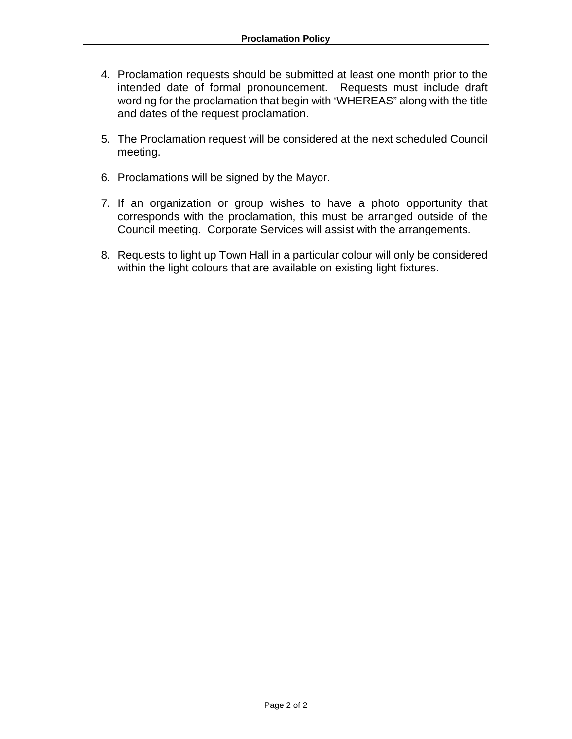4. Proclamation requests should be submitted at least one month prior to the intended date of formal pronouncement. Requests must include draft wording for the proclamation that begin with 'WHEREAS" along with the title and dates of the request proclamation.

5. The Proclamation request will be considered at the next scheduled Council meeting.

6. Proclamations will be signed by the Mayor.

7. If an organization or group wishes to have a photo opportunity that corresponds with the proclamation, this must be arranged outside of the Council meeting. Corporate Services will assist with the arrangements.

8. Requests to light up Town Hall in a particular colour will only be considered within the light colours that are available on existing light fixtures.